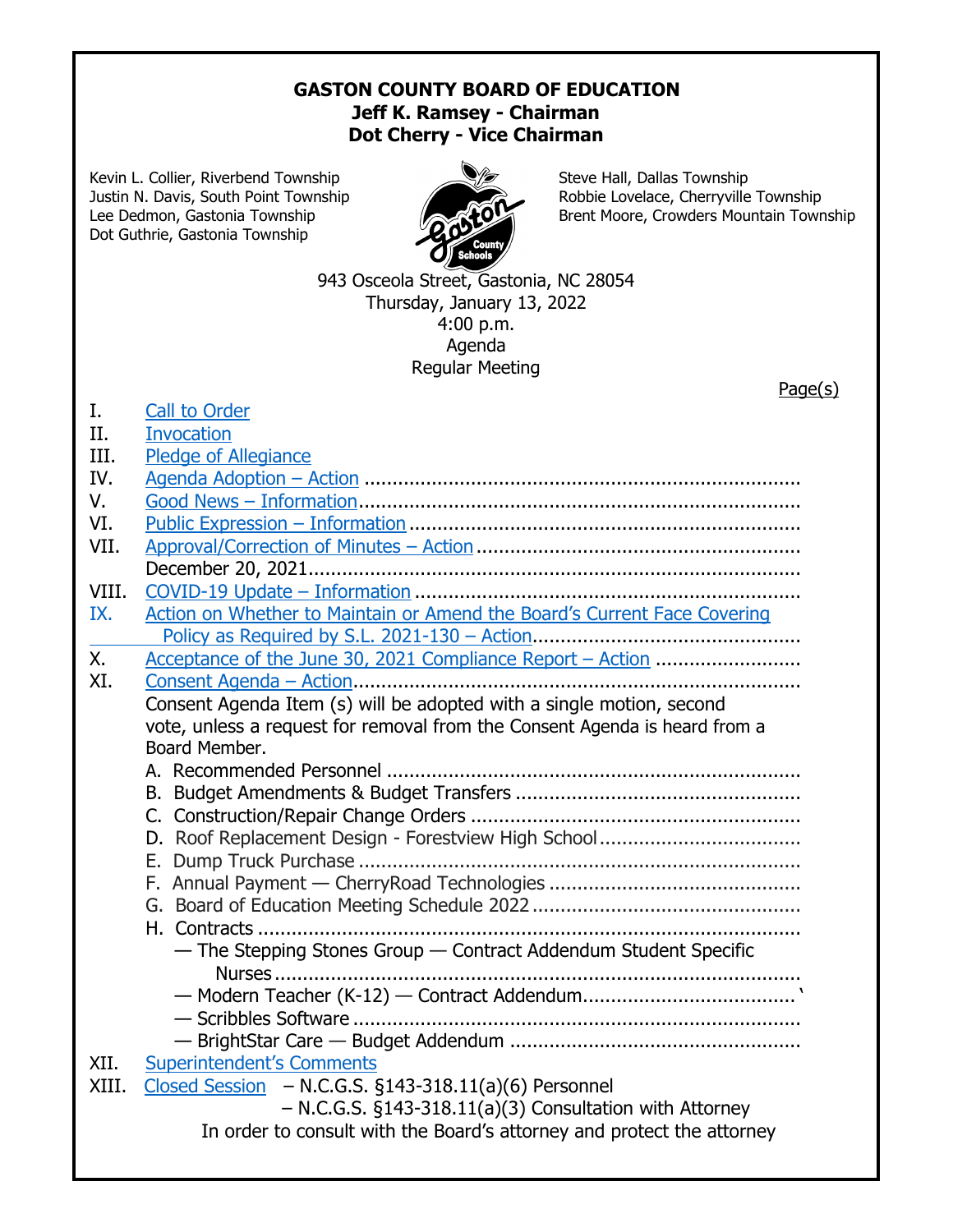# GASTON COUNTY BOARD OF EDUCATION

**Jeff K. Ramsey - Chairman**
**Dot Cherry - Vice Chairman**

Kevin L. Collier, Riverbend Township
Justin N. Davis, South Point Township
Lee Dedmon, Gastonia Township
Dot Guthrie, Gastonia Township

Steve Hall, Dallas Township
Robbie Lovelace, Cherryville Township
Brent Moore, Crowders Mountain Township

943 Osceola Street, Gastonia, NC 28054
Thursday, January 13, 2022
4:00 p.m.
Agenda
Regular Meeting

Page(s)

I. Call to Order
II. Invocation
III. Pledge of Allegiance
IV. Agenda Adoption – Action ..............................................................................
V. Good News – Information...............................................................................
VI. Public Expression – Information .....................................................................
VII. Approval/Correction of Minutes – Action .........................................................
December 20, 2021.......................................................................................
VIII. COVID-19 Update – Information ....................................................................
IX. Action on Whether to Maintain or Amend the Board's Current Face Covering Policy as Required by S.L. 2021-130 – Action................................................
X. Acceptance of the June 30, 2021 Compliance Report – Action ..........................
XI. Consent Agenda – Action..............................................................................
Consent Agenda Item (s) will be adopted with a single motion, second vote, unless a request for removal from the Consent Agenda is heard from a Board Member.
   A. Recommended Personnel .........................................................................
   B. Budget Amendments & Budget Transfers ...................................................
   C. Construction/Repair Change Orders ...........................................................
   D. Roof Replacement Design - Forestview High School....................................
   E. Dump Truck Purchase ..............................................................................
   F. Annual Payment — CherryRoad Technologies .............................................
   G. Board of Education Meeting Schedule 2022................................................
   H. Contracts ................................................................................................
      — The Stepping Stones Group — Contract Addendum Student Specific Nurses .............................................................................................
      — Modern Teacher (K-12) — Contract Addendum..................................... `
      — Scribbles Software ................................................................................
      — BrightStar Care — Budget Addendum ....................................................
XII. Superintendent's Comments
XIII. Closed Session – N.C.G.S. §143-318.11(a)(6) Personnel
– N.C.G.S. §143-318.11(a)(3) Consultation with Attorney
In order to consult with the Board's attorney and protect the attorney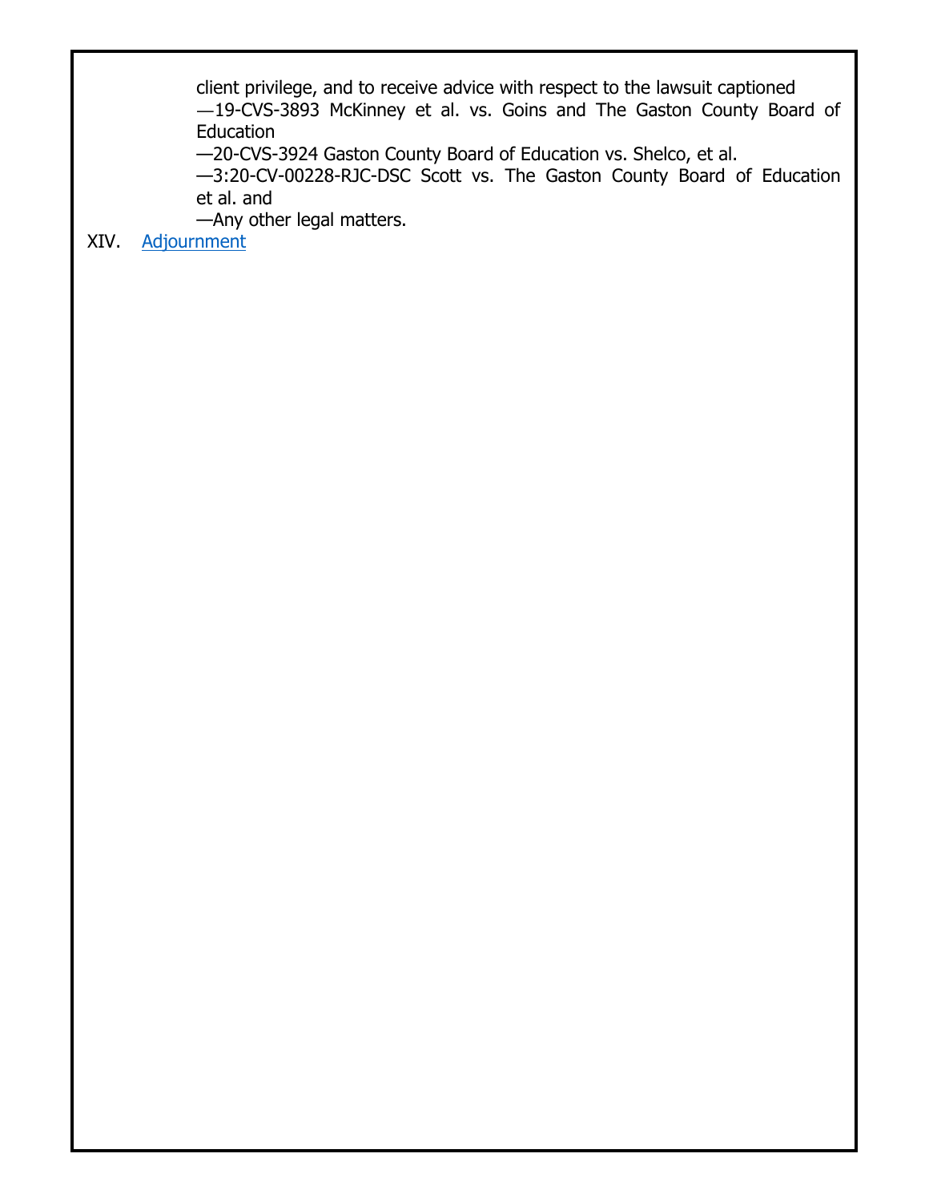client privilege, and to receive advice with respect to the lawsuit captioned
—19-CVS-3893 McKinney et al. vs. Goins and The Gaston County Board of Education
—20-CVS-3924 Gaston County Board of Education vs. Shelco, et al.
—3:20-CV-00228-RJC-DSC Scott vs. The Gaston County Board of Education et al. and
—Any other legal matters.

XIV. Adjournment